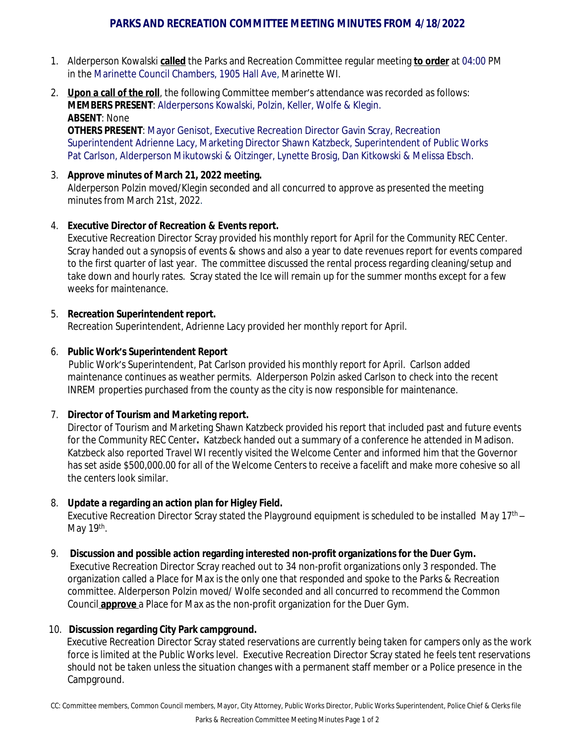# PARKS AND RECREATION COMMITTEE MEETING MINUTES FROM 4/18/2022

1. Alderperson Kowalski **called** the Parks and Recreation Committee regular meeting **to order** at 04:00 PM in the Marinette Council Chambers, 1905 Hall Ave, Marinette WI.

2. **Upon a call of the roll**, the following Committee member's attendance was recorded as follows:
   **MEMBERS PRESENT**: Alderpersons Kowalski, Polzin, Keller, Wolfe & Klegin.
   **ABSENT**: None
   **OTHERS PRESENT**: Mayor Genisot, Executive Recreation Director Gavin Scray, Recreation Superintendent Adrienne Lacy, Marketing Director Shawn Katzbeck, Superintendent of Public Works Pat Carlson, Alderperson Mikutowski & Oitzinger, Lynette Brosig, Dan Kitkowski & Melissa Ebsch.

3. **Approve minutes of March 21, 2022 meeting.**
   Alderperson Polzin moved/Klegin seconded and all concurred to approve as presented the meeting minutes from March 21st, 2022.

4. **Executive Director of Recreation & Events report.**
   Executive Recreation Director Scray provided his monthly report for April for the Community REC Center. Scray handed out a synopsis of events & shows and also a year to date revenues report for events compared to the first quarter of last year. The committee discussed the rental process regarding cleaning/setup and take down and hourly rates. Scray stated the Ice will remain up for the summer months except for a few weeks for maintenance.

5. **Recreation Superintendent report.**
   Recreation Superintendent, Adrienne Lacy provided her monthly report for April.

6. **Public Work's Superintendent Report**
   Public Work's Superintendent, Pat Carlson provided his monthly report for April. Carlson added maintenance continues as weather permits. Alderperson Polzin asked Carlson to check into the recent INREM properties purchased from the county as the city is now responsible for maintenance.

7. **Director of Tourism and Marketing report.**
   Director of Tourism and Marketing Shawn Katzbeck provided his report that included past and future events for the Community REC Center**.** Katzbeck handed out a summary of a conference he attended in Madison. Katzbeck also reported Travel WI recently visited the Welcome Center and informed him that the Governor has set aside $500,000.00 for all of the Welcome Centers to receive a facelift and make more cohesive so all the centers look similar.

8. **Update a regarding an action plan for Higley Field.**
   Executive Recreation Director Scray stated the Playground equipment is scheduled to be installed May 17th – May 19th.

9. **Discussion and possible action regarding interested non-profit organizations for the Duer Gym.**
   Executive Recreation Director Scray reached out to 34 non-profit organizations only 3 responded. The organization called a Place for Max is the only one that responded and spoke to the Parks & Recreation committee. Alderperson Polzin moved/ Wolfe seconded and all concurred to recommend the Common Council **approve** a Place for Max as the non-profit organization for the Duer Gym.

10. **Discussion regarding City Park campground.**
    Executive Recreation Director Scray stated reservations are currently being taken for campers only as the work force is limited at the Public Works level. Executive Recreation Director Scray stated he feels tent reservations should not be taken unless the situation changes with a permanent staff member or a Police presence in the Campground.

CC: Committee members, Common Council members, Mayor, City Attorney, Public Works Director, Public Works Superintendent, Police Chief & Clerks file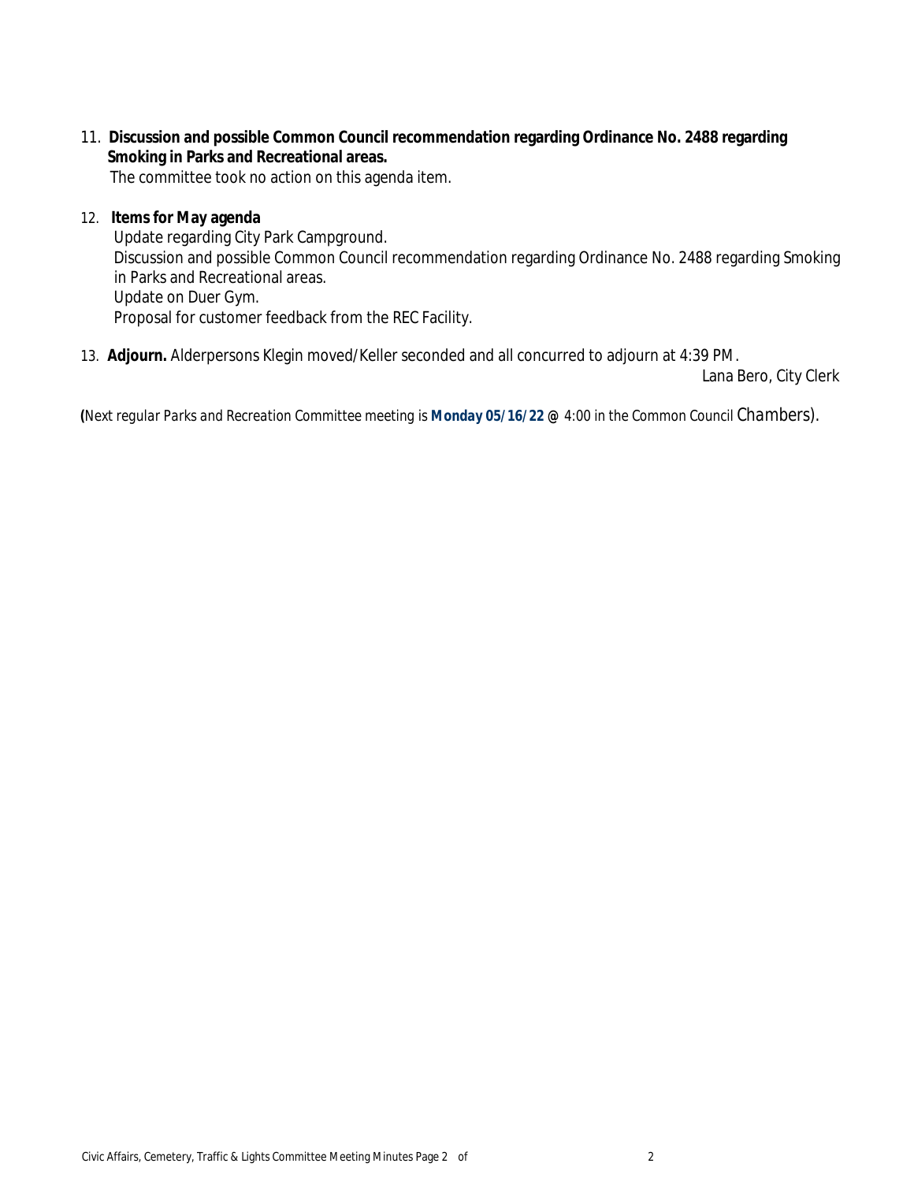11. **Discussion and possible Common Council recommendation regarding Ordinance No. 2488 regarding Smoking in Parks and Recreational areas.**
    The committee took no action on this agenda item.

12. **Items for May agenda**
    Update regarding City Park Campground.
    Discussion and possible Common Council recommendation regarding Ordinance No. 2488 regarding Smoking in Parks and Recreational areas.
    Update on Duer Gym.
    Proposal for customer feedback from the REC Facility.

13. **Adjourn.** Alderpersons Klegin moved/Keller seconded and all concurred to adjourn at 4:39 PM.

Lana Bero, City Clerk

**(***Next regular Parks and Recreation Committee meeting is* **Monday 05/16/22 @** *4:00 in the Common Council Chambers).*